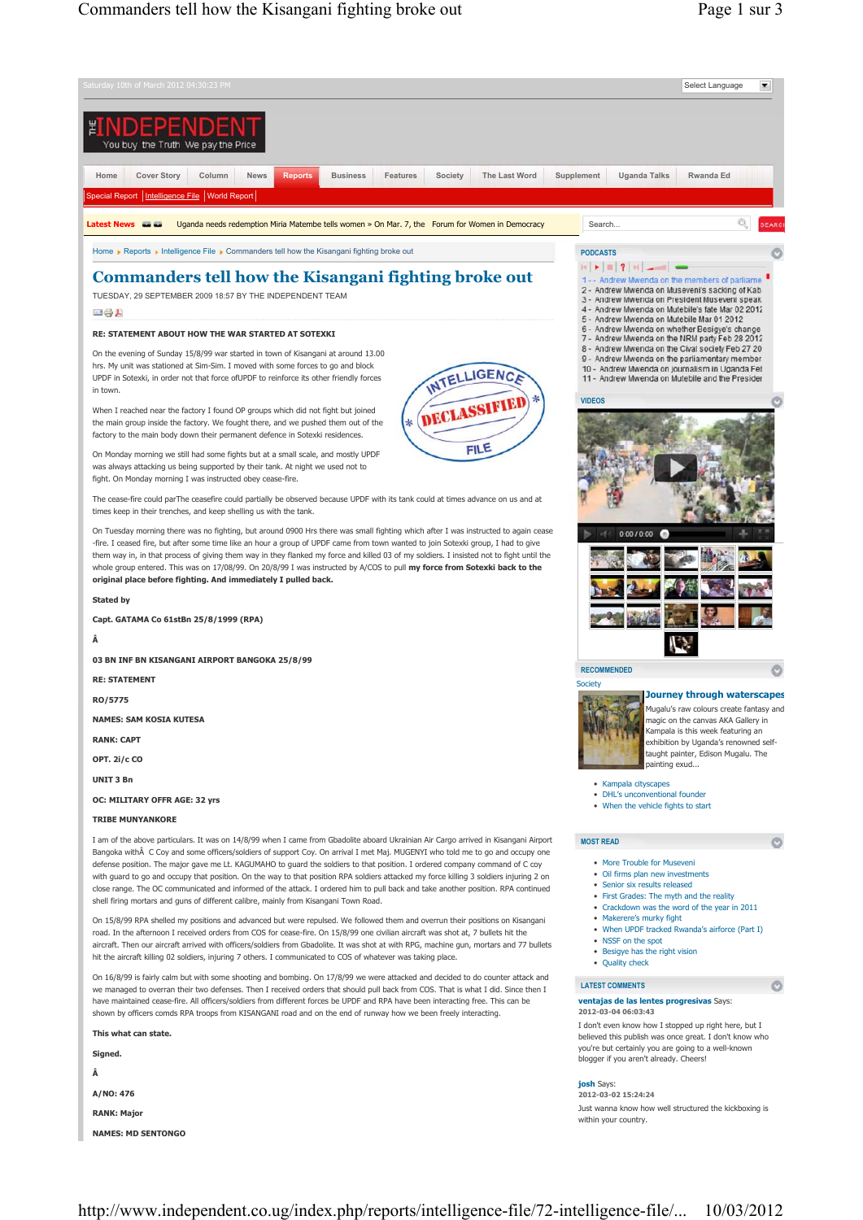# Commanders tell how the Kisangani fighting broke out

TUESDAY, 29 SEPTEMBER 2009 18:57 BY THE INDEPENDENT TEAM

**RE: STATEMENT ABOUT HOW THE WAR STARTED AT SOTEXKI**

On the evening of Sunday 15/8/99 war started in town of Kisangani at around 13.00 hrs. My unit was stationed at Sim-Sim. I moved with some forces to go and block UPDF in Sotexki, in order not that force ofUPDF to reinforce its other friendly forces in town.

When I reached near the factory I found OP groups which did not fight but joined the main group inside the factory. We fought there, and we pushed them out of the factory to the main body down their permanent defence in Sotexki residences.

On Monday morning we still had some fights but at a small scale, and mostly UPDF was always attacking us being supported by their tank. At night we used not to fight. On Monday morning I was instructed obey cease-fire.

The cease-fire could parThe ceasefire could partially be observed because UPDF with its tank could at times advance on us and at times keep in their trenches, and keep shelling us with the tank.

On Tuesday morning there was no fighting, but around 0900 Hrs there was small fighting which after I was instructed to again cease -fire. I ceased fire, but after some time like an hour a group of UPDF came from town wanted to join Sotexki group, I had to give them way in, in that process of giving them way in they flanked my force and killed 03 of my soldiers. I insisted not to fight until the whole group entered. This was on 17/08/99. On 20/8/99 I was instructed by A/COS to pull **my force from Sotexki back to the original place before fighting. And immediately I pulled back.**

**Stated by**

**Capt. GATAMA Co 61stBn 25/8/1999 (RPA)**

**Â**

**03 BN INF BN KISANGANI AIRPORT BANGOKA 25/8/99**

**RE: STATEMENT**

**RO/5775**

**NAMES: SAM KOSIA KUTESA**

**RANK: CAPT**

**OPT. 2i/c CO**

**UNIT 3 Bn**

**OC: MILITARY OFFR AGE: 32 yrs**

**TRIBE MUNYANKORE**

I am of the above particulars. It was on 14/8/99 when I came from Gbadolite aboard Ukrainian Air Cargo arrived in Kisangani Airport Bangoka withÂ  C Coy and some officers/soldiers of support Coy. On arrival I met Maj. MUGENYI who told me to go and occupy one defense position. The major gave me Lt. KAGUMAHO to guard the soldiers to that position. I ordered company command of C coy with guard to go and occupy that position. On the way to that position RPA soldiers attacked my force killing 3 soldiers injuring 2 on close range. The OC communicated and informed of the attack. I ordered him to pull back and take another position. RPA continued shell firing mortars and guns of different calibre, mainly from Kisangani Town Road.

On 15/8/99 RPA shelled my positions and advanced but were repulsed. We followed them and overrun their positions on Kisangani road. In the afternoon I received orders from COS for cease-fire. On 15/8/99 one civilian aircraft was shot at, 7 bullets hit the aircraft. Then our aircraft arrived with officers/soldiers from Gbadolite. It was shot at with RPG, machine gun, mortars and 77 bullets hit the aircraft killing 02 soldiers, injuring 7 others. I communicated to COS of whatever was taking place.

On 16/8/99 is fairly calm but with some shooting and bombing. On 17/8/99 we were attacked and decided to do counter attack and we managed to overran their two defenses. Then I received orders that should pull back from COS. That is what I did. Since then I have maintained cease-fire. All officers/soldiers from different forces be UPDF and RPA have been interacting free. This can be shown by officers comds RPA troops from KISANGANI road and on the end of runway how we been freely interacting.

**This what can state.**

**Signed.**

**Â**

**A/NO: 476**

**RANK: Major**

**NAMES: MD SENTONGO**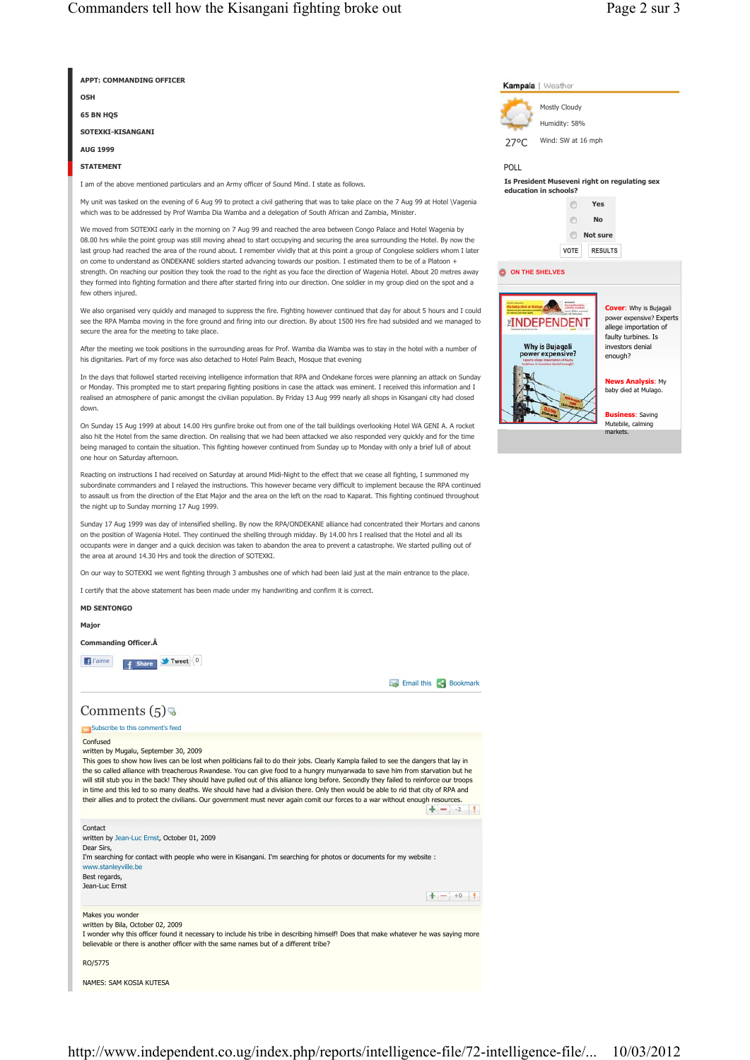**APPT: COMMANDING OFFICER**

**OSH**

**65 BN HQS**

**SOTEXKI-KISANGANI**

**AUG 1999**

**STATEMENT**

I am of the above mentioned particulars and an Army officer of Sound Mind. I state as follows.

My unit was tasked on the evening of 6 Aug 99 to protect a civil gathering that was to take place on the 7 Aug 99 at Hotel \Vagenia which was to be addressed by Prof Wamba Dia Wamba and a delegation of South African and Zambia, Minister.

We moved from SOTEXKI early in the morning on 7 Aug 99 and reached the area between Congo Palace and Hotel Wagenia by 08.00 hrs while the point group was still moving ahead to start occupying and securing the area surrounding the Hotel. By now the last group had reached the area of the round about. I remember vividly that at this point a group of Congolese soldiers whom I later on come to understand as ONDEKANE soldiers started advancing towards our position. I estimated them to be of a Platoon + strength. On reaching our position they took the road to the right as you face the direction of Wagenia Hotel. About 20 metres away they formed into fighting formation and there after started firing into our direction. One soldier in my group died on the spot and a few others injured.

We also organised very quickly and managed to suppress the fire. Fighting however continued that day for about 5 hours and I could see the RPA Mamba moving in the fore ground and firing into our direction. By about 1500 Hrs fire had subsided and we managed to secure the area for the meeting to take place.

After the meeting we took positions in the surrounding areas for Prof. Wamba dia Wamba was to stay in the hotel with a number of his dignitaries. Part of my force was also detached to Hotel Palm Beach, Mosque that evening

In the days that followeI started receiving intelligence information that RPA and Ondekane forces were planning an attack on Sunday or Monday. This prompted me to start preparing fighting positions in case the attack was eminent. I received this information and I realised an atmosphere of panic amongst the civilian population. By Friday 13 Aug 999 nearly all shops in Kisangani city had closed down.

On Sunday 15 Aug 1999 at about 14.00 Hrs gunfire broke out from one of the tall buildings overlooking Hotel WA GENI A. A rocket also hit the Hotel from the same direction. On realising that we had been attacked we also responded very quickly and for the time being managed to contain the situation. This fighting however continued from Sunday up to Monday with only a brief lull of about one hour on Saturday afternoon.

Reacting on instructions I had received on Saturday at around Midi-Night to the effect that we cease all fighting, I summoned my subordinate commanders and I relayed the instructions. This however became very difficult to implement because the RPA continued to assault us from the direction of the Etat Major and the area on the left on the road to Kaparat. This fighting continued throughout the night up to Sunday morning 17 Aug 1999.

Sunday 17 Aug 1999 was day of intensified shelling. By now the RPA/ONDEKANE alliance had concentrated their Mortars and canons on the position of Wagenia Hotel. The shelling through midday. By 14.00 hrs I realised that the Hotel and all its occupants were in danger and a quick decision was taken to abandon the area to prevent a catastrophe. We started pulling out of the area at around 14.30 Hrs and took the direction of SOTEXKI.

On our way to SOTEXKI we went fighting through 3 ambushes one of which had been laid just at the main entrance to the place.

I certify that the above statement has been made under my handwriting and confirm it is correct.

**MD SENTONGO**

**Major**

**Commanding Officer.Â**

J'aime Share Tweet 0

Email this Bookmark

## Comments (5)

Subscribe to this comment's feed

Confused
written by Mugalu, September 30, 2009
This goes to show how lives can be lost when politicians fail to do their jobs. Clearly Kampala failed to see the dangers that lay in the so called alliance with treacherous Rwandese. You can give food to a hungry munyarwada to save him from starvation but he will still stub you in the back! They should have pulled out of this alliance long before. Secondly they failed to reinforce our troops in time and this led to so many deaths. We should have had a division there. Only then would be able to rid that city of RPA and their allies and to protect the civilians. Our government must never again comit our forces to a war without enough resources.
-2

Contact
written by Jean-Luc Ernst, October 01, 2009
Dear Sirs,
I'm searching for contact with people who were in Kisangani. I'm searching for photos or documents for my website : www.stanleyville.be
Best regards,
Jean-Luc Ernst
+0

Makes you wonder
written by Bila, October 02, 2009
I wonder why this officer found it necessary to include his tribe in describing himself! Does that make whatever he was saying more believable or there is another officer with the same names but of a different tribe?

RO/5775

NAMES: SAM KOSIA KUTESA

---

**Kampala** | Weather

Mostly Cloudy
Humidity: 58%
27°C
Wind: SW at 16 mph

POLL

**Is President Museveni right on regulating sex education in schools?**

- Yes
- No
- Not sure

VOTE RESULTS

**ON THE SHELVES**

THE INDEPENDENT — Why is Bujagali power expensive?

**Cover:** Why is Bujagali power expensive? Experts allege importation of faulty turbines. Is investors denial enough?

**News Analysis:** My baby died at Mulago.

**Business:** Saving Mutebile, calming markets.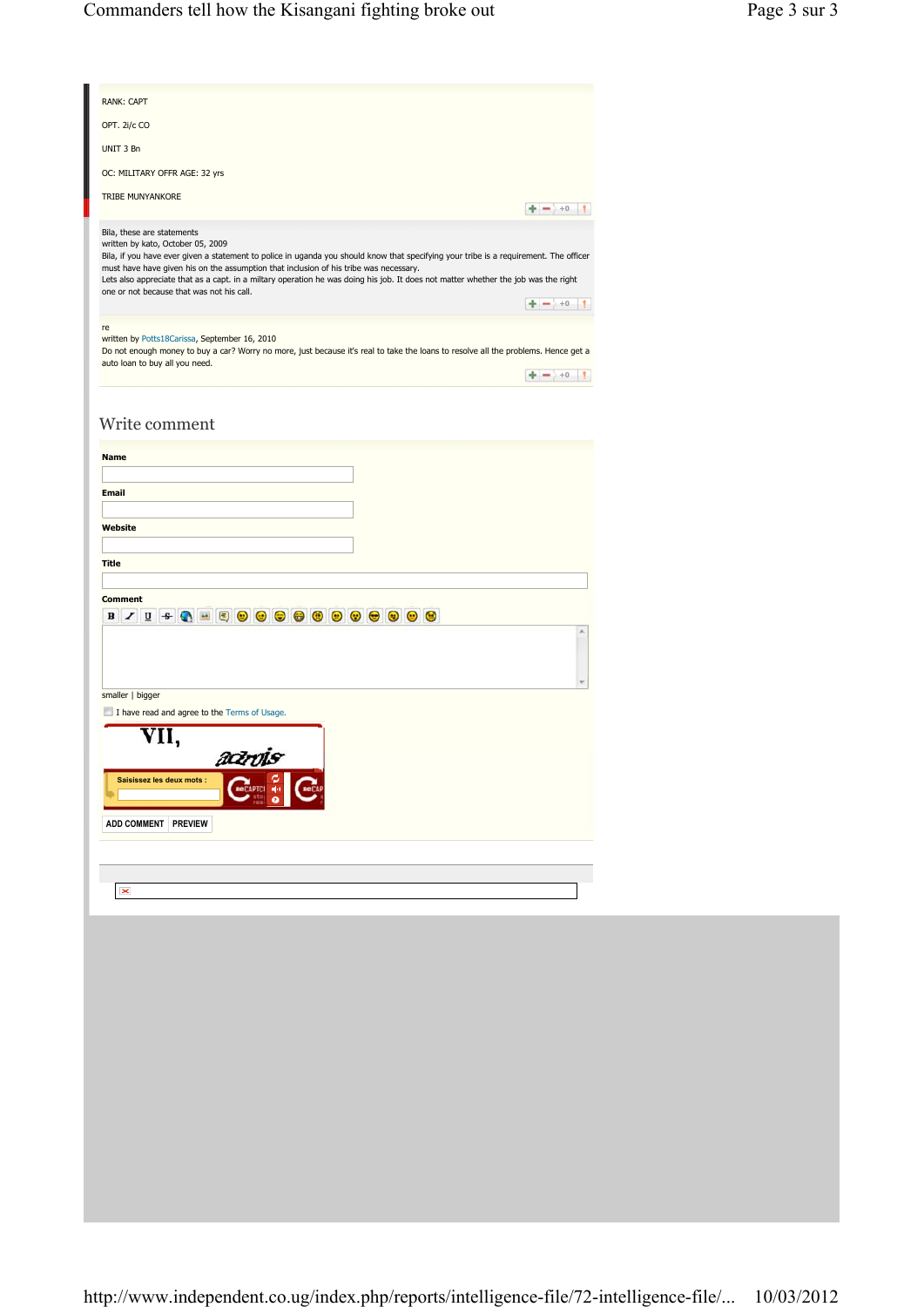RANK: CAPT

OPT. 2i/c CO

UNIT 3 Bn

OC: MILITARY OFFR AGE: 32 yrs

TRIBE MUNYANKORE

+0

Bila, these are statements
written by kato, October 05, 2009
Bila, if you have ever given a statement to police in uganda you should know that specifying your tribe is a requirement. The officer must have have given his on the assumption that inclusion of his tribe was necessary.
Lets also appreciate that as a capt. in a miltary operation he was doing his job. It does not matter whether the job was the right one or not because that was not his call.

+0

re
written by Potts18Carissa, September 16, 2010
Do not enough money to buy a car? Worry no more, just because it's real to take the loans to resolve all the problems. Hence get a auto loan to buy all you need.

+0

## Write comment

**Name**

**Email**

**Website**

**Title**

**Comment**

smaller | bigger

I have read and agree to the Terms of Usage.

VII, acrois

Saisissez les deux mots :

ADD COMMENT PREVIEW